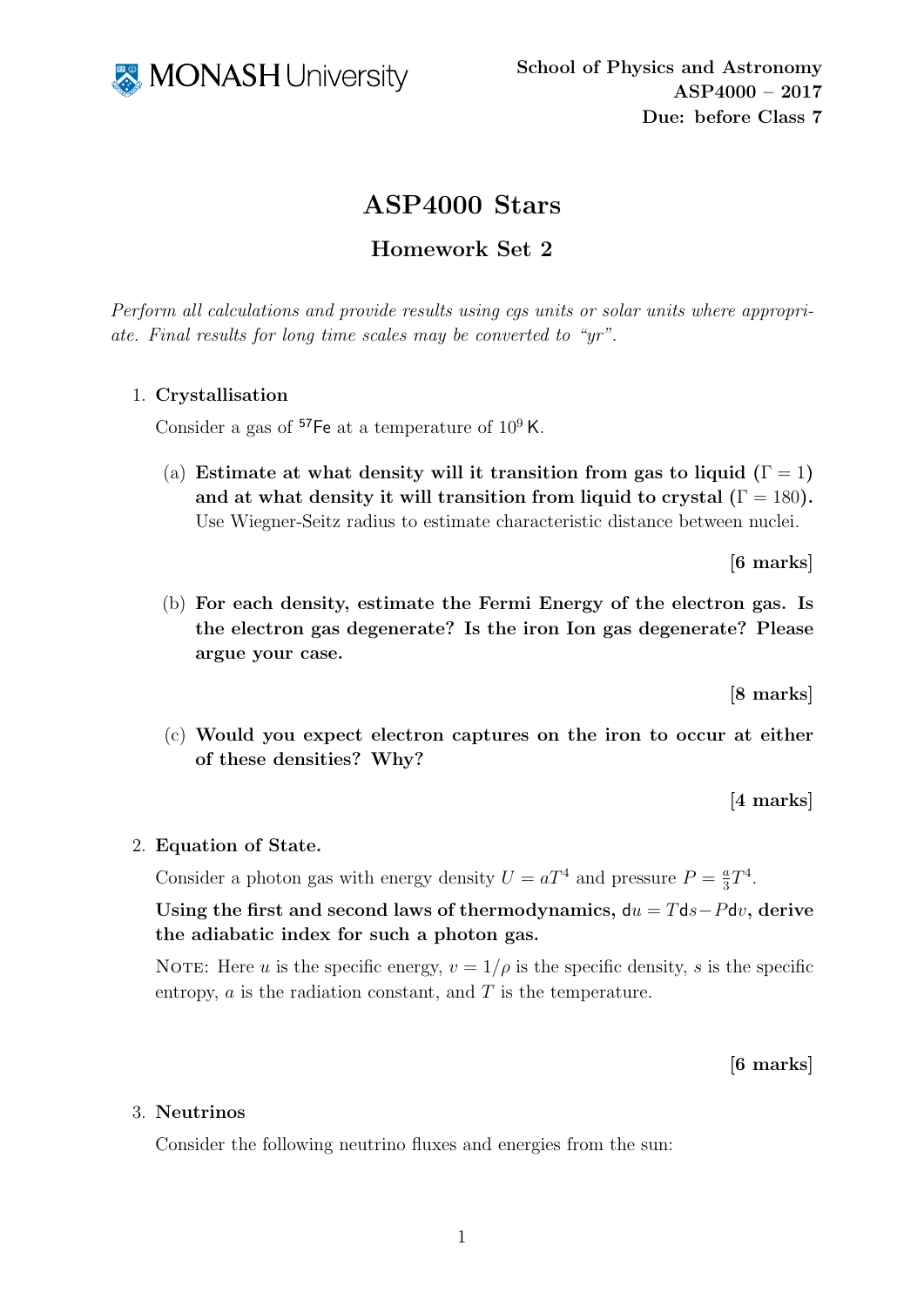School of Physics and Astronomy
ASP4000 – 2017
Due: before Class 7

# ASP4000 Stars

## Homework Set 2

*Perform all calculations and provide results using cgs units or solar units where appropriate. Final results for long time scales may be converted to "yr".*

1. **Crystallisation**

   Consider a gas of $^{57}$Fe at a temperature of $10^9$ K.

   (a) **Estimate at what density will it transition from gas to liquid ($\Gamma = 1$) and at what density it will transition from liquid to crystal ($\Gamma = 180$).** Use Wiegner-Seitz radius to estimate characteristic distance between nuclei.

   **[6 marks]**

   (b) **For each density, estimate the Fermi Energy of the electron gas. Is the electron gas degenerate? Is the iron Ion gas degenerate? Please argue your case.**

   **[8 marks]**

   (c) **Would you expect electron captures on the iron to occur at either of these densities? Why?**

   **[4 marks]**

2. **Equation of State.**

   Consider a photon gas with energy density $U = aT^4$ and pressure $P = \frac{a}{3}T^4$.

   **Using the first and second laws of thermodynamics, $\mathrm{d}u = T\mathrm{d}s - P\mathrm{d}v$, derive the adiabatic index for such a photon gas.**

   NOTE: Here $u$ is the specific energy, $v = 1/\rho$ is the specific density, $s$ is the specific entropy, $a$ is the radiation constant, and $T$ is the temperature.

   **[6 marks]**

3. **Neutrinos**

   Consider the following neutrino fluxes and energies from the sun: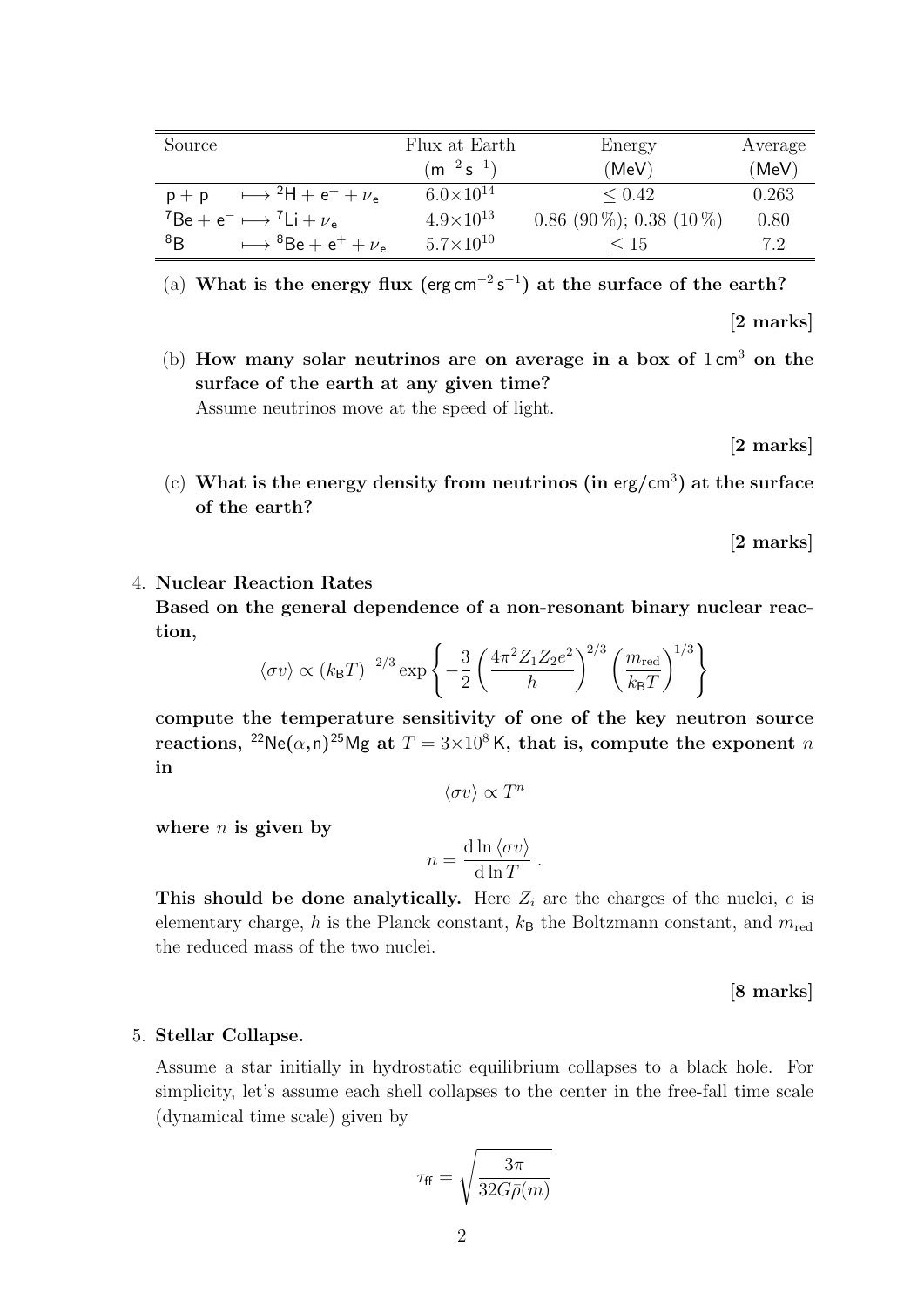| Source | | Flux at Earth $(\mathrm{m^{-2}\,s^{-1}})$ | Energy (MeV) | Average (MeV) |
|---|---|---|---|---|
| $\mathrm{p+p}$ | $\longmapsto {}^2\mathrm{H} + \mathrm{e^+} + \nu_\mathrm{e}$ | $6.0\times10^{14}$ | $\leq 0.42$ | 0.263 |
| ${}^7\mathrm{Be} + \mathrm{e^-}$ | $\longmapsto {}^7\mathrm{Li} + \nu_\mathrm{e}$ | $4.9\times10^{13}$ | 0.86 (90 %); 0.38 (10 %) | 0.80 |
| ${}^8\mathrm{B}$ | $\longmapsto {}^8\mathrm{Be} + \mathrm{e^+} + \nu_\mathrm{e}$ | $5.7\times10^{10}$ | $\leq 15$ | 7.2 |

(a) **What is the energy flux ($\mathrm{erg\,cm^{-2}\,s^{-1}}$) at the surface of the earth?**

**[2 marks]**

(b) **How many solar neutrinos are on average in a box of $1\,\mathrm{cm}^3$ on the surface of the earth at any given time?**
Assume neutrinos move at the speed of light.

**[2 marks]**

(c) **What is the energy density from neutrinos (in $\mathrm{erg/cm^3}$) at the surface of the earth?**

**[2 marks]**

4. **Nuclear Reaction Rates**
**Based on the general dependence of a non-resonant binary nuclear reaction,**

$$\langle \sigma v \rangle \propto (k_\mathrm{B}T)^{-2/3} \exp\left\{ -\frac{3}{2} \left( \frac{4\pi^2 Z_1 Z_2 e^2}{h} \right)^{2/3} \left( \frac{m_\mathrm{red}}{k_\mathrm{B}T} \right)^{1/3} \right\}$$

**compute the temperature sensitivity of one of the key neutron source reactions, ${}^{22}\mathrm{Ne}(\alpha,\mathrm{n}){}^{25}\mathrm{Mg}$ at $T = 3\times10^8\,\mathrm{K}$, that is, compute the exponent $n$ in**

$$\langle \sigma v \rangle \propto T^n$$

**where $n$ is given by**

$$n = \frac{\mathrm{d}\ln\langle \sigma v \rangle}{\mathrm{d}\ln T}\ .$$

**This should be done analytically.** Here $Z_i$ are the charges of the nuclei, $e$ is elementary charge, $h$ is the Planck constant, $k_\mathrm{B}$ the Boltzmann constant, and $m_\mathrm{red}$ the reduced mass of the two nuclei.

**[8 marks]**

5. **Stellar Collapse.**

Assume a star initially in hydrostatic equilibrium collapses to a black hole. For simplicity, let's assume each shell collapses to the center in the free-fall time scale (dynamical time scale) given by

$$\tau_\mathrm{ff} = \sqrt{\frac{3\pi}{32 G \bar{\rho}(m)}}$$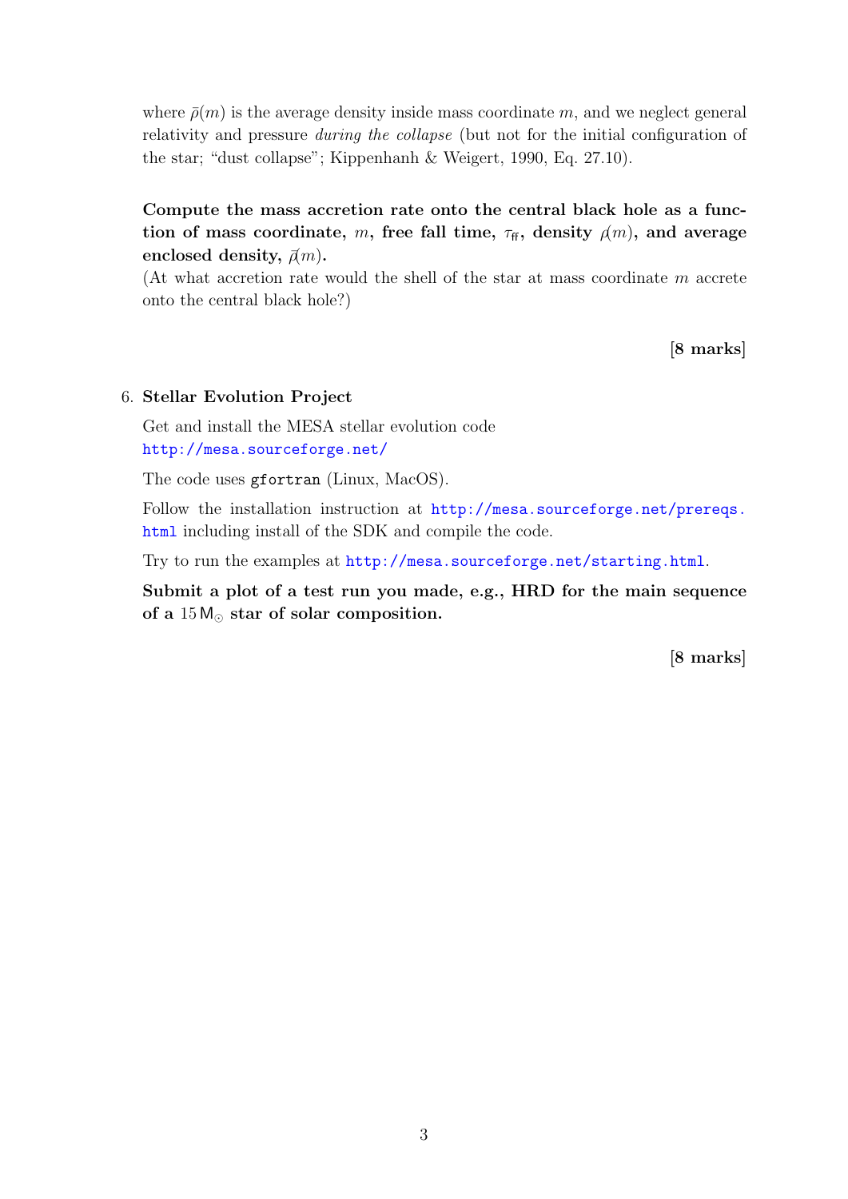where $\bar{\rho}(m)$ is the average density inside mass coordinate $m$, and we neglect general relativity and pressure *during the collapse* (but not for the initial configuration of the star; "dust collapse"; Kippenhanh & Weigert, 1990, Eq. 27.10).

**Compute the mass accretion rate onto the central black hole as a function of mass coordinate, $m$, free fall time, $\tau_{\mathrm{ff}}$, density $\rho(m)$, and average enclosed density, $\bar{\rho}(m)$.**
(At what accretion rate would the shell of the star at mass coordinate $m$ accrete onto the central black hole?)

**[8 marks]**

6. **Stellar Evolution Project**

   Get and install the MESA stellar evolution code
   http://mesa.sourceforge.net/

   The code uses `gfortran` (Linux, MacOS).

   Follow the installation instruction at http://mesa.sourceforge.net/prereqs.html including install of the SDK and compile the code.

   Try to run the examples at http://mesa.sourceforge.net/starting.html.

   **Submit a plot of a test run you made, e.g., HRD for the main sequence of a $15\,\mathrm{M}_{\odot}$ star of solar composition.**

   **[8 marks]**